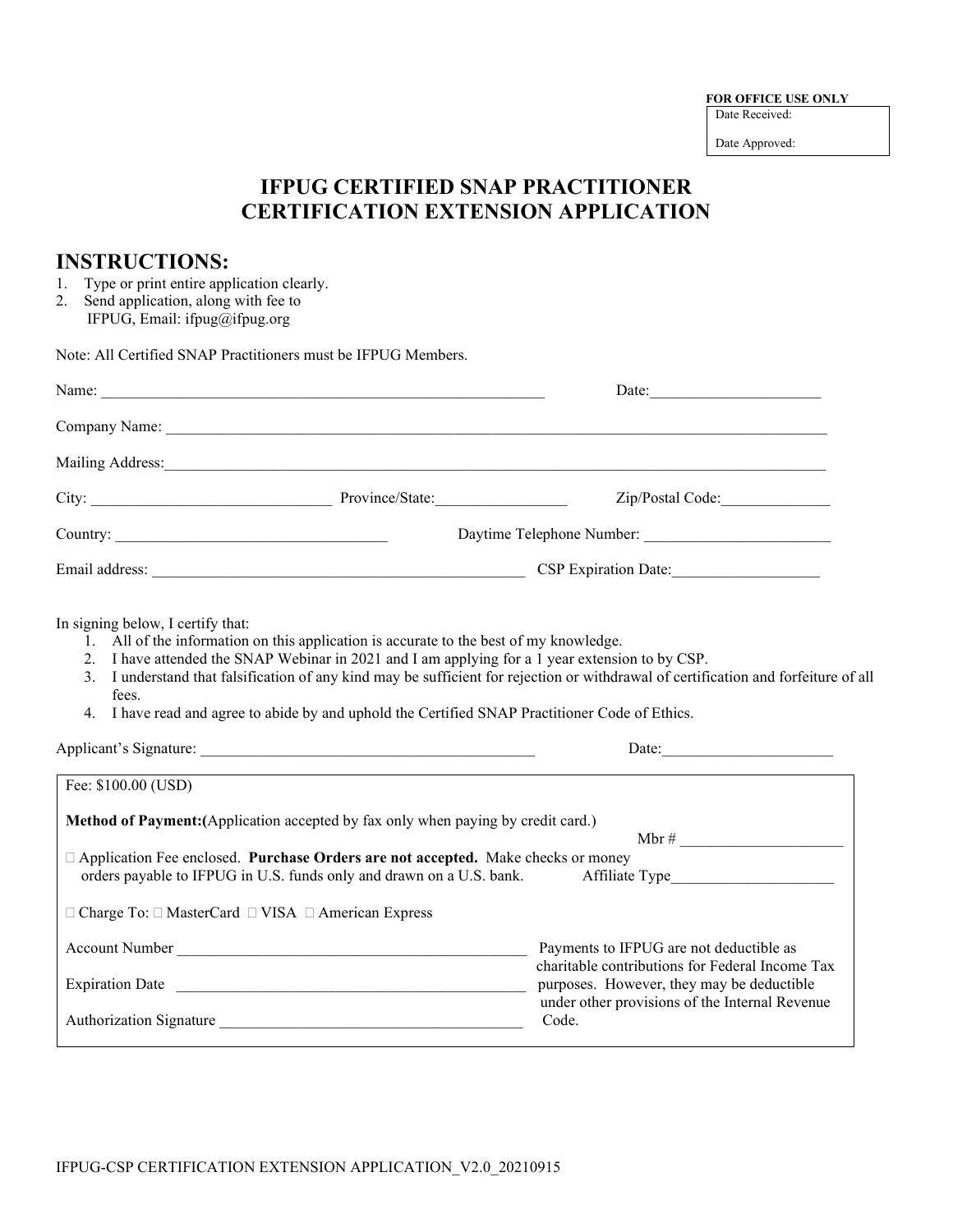**FOR OFFICE USE ONLY**

| Date Received: |
| --- |
| Date Approved: |

# IFPUG CERTIFIED SNAP PRACTITIONER CERTIFICATION EXTENSION APPLICATION

## INSTRUCTIONS:

1. Type or print entire application clearly.
2. Send application, along with fee to IFPUG, Email: ifpug@ifpug.org

Note: All Certified SNAP Practitioners must be IFPUG Members.

Name: ___________________________________________________________ Date:______________________

Company Name: _____________________________________________________________________________________

Mailing Address:____________________________________________________________________________________

City: _______________________________ Province/State:_________________ Zip/Postal Code:______________

Country: ___________________________________ Daytime Telephone Number: ________________________

Email address: _________________________________________________ CSP Expiration Date:___________________

In signing below, I certify that:

1. All of the information on this application is accurate to the best of my knowledge.
2. I have attended the SNAP Webinar in 2021 and I am applying for a 1 year extension to by CSP.
3. I understand that falsification of any kind may be sufficient for rejection or withdrawal of certification and forfeiture of all fees.
4. I have read and agree to abide by and uphold the Certified SNAP Practitioner Code of Ethics.

Applicant's Signature: ___________________________________________ Date:______________________

Fee: $100.00 (USD)

**Method of Payment:**(Application accepted by fax only when paying by credit card.)

Mbr # _____________________

 Application Fee enclosed. **Purchase Orders are not accepted.** Make checks or money orders payable to IFPUG in U.S. funds only and drawn on a U.S. bank.

Affiliate Type____________________

 Charge To:  MasterCard  VISA  American Express

Account Number _____________________________________________

Expiration Date _____________________________________________

Authorization Signature ______________________________________

Payments to IFPUG are not deductible as charitable contributions for Federal Income Tax purposes. However, they may be deductible under other provisions of the Internal Revenue Code.

IFPUG-CSP CERTIFICATION EXTENSION APPLICATION_V2.0_20210915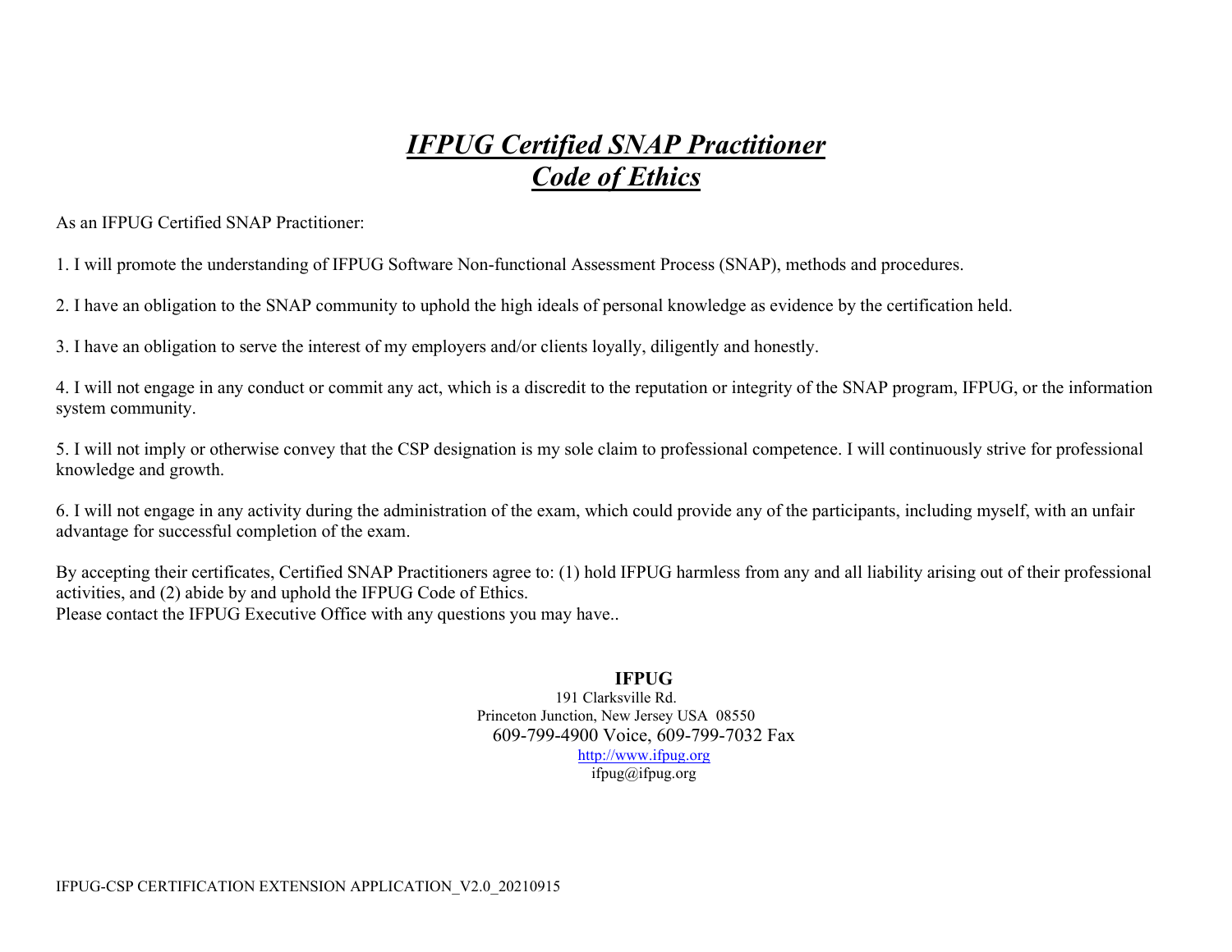# ***IFPUG Certified SNAP Practitioner***
# ***Code of Ethics***

As an IFPUG Certified SNAP Practitioner:

1. I will promote the understanding of IFPUG Software Non-functional Assessment Process (SNAP), methods and procedures.

2. I have an obligation to the SNAP community to uphold the high ideals of personal knowledge as evidence by the certification held.

3. I have an obligation to serve the interest of my employers and/or clients loyally, diligently and honestly.

4. I will not engage in any conduct or commit any act, which is a discredit to the reputation or integrity of the SNAP program, IFPUG, or the information system community.

5. I will not imply or otherwise convey that the CSP designation is my sole claim to professional competence. I will continuously strive for professional knowledge and growth.

6. I will not engage in any activity during the administration of the exam, which could provide any of the participants, including myself, with an unfair advantage for successful completion of the exam.

By accepting their certificates, Certified SNAP Practitioners agree to: (1) hold IFPUG harmless from any and all liability arising out of their professional activities, and (2) abide by and uphold the IFPUG Code of Ethics.
Please contact the IFPUG Executive Office with any questions you may have..

**IFPUG**
191 Clarksville Rd.
Princeton Junction, New Jersey USA 08550
609-799-4900 Voice, 609-799-7032 Fax
http://www.ifpug.org
ifpug@ifpug.org

IFPUG-CSP CERTIFICATION EXTENSION APPLICATION_V2.0_20210915